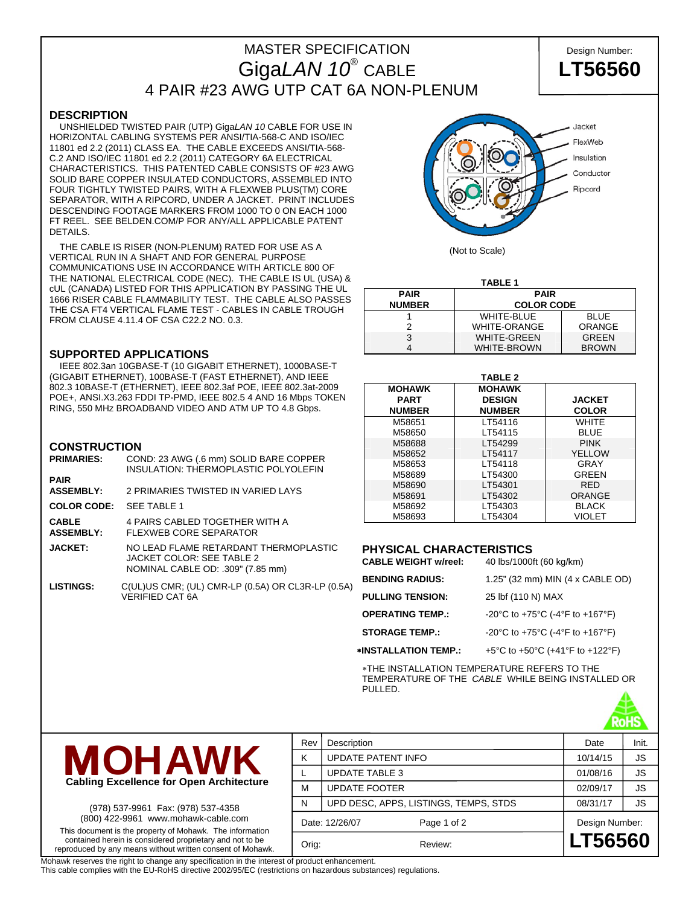# MASTER SPECIFICATION
# Giga*LAN 10*® CABLE
## 4 PAIR #23 AWG UTP CAT 6A NON-PLENUM

Design Number: **LT56560**

## DESCRIPTION

UNSHIELDED TWISTED PAIR (UTP) Giga*LAN 10* CABLE FOR USE IN HORIZONTAL CABLING SYSTEMS PER ANSI/TIA-568-C AND ISO/IEC 11801 ed 2.2 (2011) CLASS EA. THE CABLE EXCEEDS ANSI/TIA-568-C.2 AND ISO/IEC 11801 ed 2.2 (2011) CATEGORY 6A ELECTRICAL CHARACTERISTICS. THIS PATENTED CABLE CONSISTS OF #23 AWG SOLID BARE COPPER INSULATED CONDUCTORS, ASSEMBLED INTO FOUR TIGHTLY TWISTED PAIRS, WITH A FLEXWEB PLUS(TM) CORE SEPARATOR, WITH A RIPCORD, UNDER A JACKET. PRINT INCLUDES DESCENDING FOOTAGE MARKERS FROM 1000 TO 0 ON EACH 1000 FT REEL. SEE BELDEN.COM/P FOR ANY/ALL APPLICABLE PATENT DETAILS.

THE CABLE IS RISER (NON-PLENUM) RATED FOR USE AS A VERTICAL RUN IN A SHAFT AND FOR GENERAL PURPOSE COMMUNICATIONS USE IN ACCORDANCE WITH ARTICLE 800 OF THE NATIONAL ELECTRICAL CODE (NEC). THE CABLE IS UL (USA) & cUL (CANADA) LISTED FOR THIS APPLICATION BY PASSING THE UL 1666 RISER CABLE FLAMMABILITY TEST. THE CABLE ALSO PASSES THE CSA FT4 VERTICAL FLAME TEST - CABLES IN CABLE TROUGH FROM CLAUSE 4.11.4 OF CSA C22.2 NO. 0.3.

Jacket
FlexWeb
Insulation
Conductor
Ripcord

(Not to Scale)

## SUPPORTED APPLICATIONS

IEEE 802.3an 10GBASE-T (10 GIGABIT ETHERNET), 1000BASE-T (GIGABIT ETHERNET), 100BASE-T (FAST ETHERNET), AND IEEE 802.3 10BASE-T (ETHERNET), IEEE 802.3af POE, IEEE 802.3at-2009 POE+, ANSI.X3.263 FDDI TP-PMD, IEEE 802.5 4 AND 16 Mbps TOKEN RING, 550 MHz BROADBAND VIDEO AND ATM UP TO 4.8 Gbps.

## CONSTRUCTION

**PRIMARIES:** COND: 23 AWG (.6 mm) SOLID BARE COPPER
INSULATION: THERMOPLASTIC POLYOLEFIN

**PAIR ASSEMBLY:** 2 PRIMARIES TWISTED IN VARIED LAYS

**COLOR CODE:** SEE TABLE 1

**CABLE ASSEMBLY:** 4 PAIRS CABLED TOGETHER WITH A FLEXWEB CORE SEPARATOR

**JACKET:** NO LEAD FLAME RETARDANT THERMOPLASTIC
JACKET COLOR: SEE TABLE 2
NOMINAL CABLE OD: .309" (7.85 mm)

**LISTINGS:** C(UL)US CMR; (UL) CMR-LP (0.5A) OR CL3R-LP (0.5A)
VERIFIED CAT 6A

**TABLE 1**

| PAIR NUMBER | PAIR COLOR CODE | |
|---|---|---|
| 1 | WHITE-BLUE | BLUE |
| 2 | WHITE-ORANGE | ORANGE |
| 3 | WHITE-GREEN | GREEN |
| 4 | WHITE-BROWN | BROWN |

**TABLE 2**

| MOHAWK PART NUMBER | MOHAWK DESIGN NUMBER | JACKET COLOR |
|---|---|---|
| M58651 | LT54116 | WHITE |
| M58650 | LT54115 | BLUE |
| M58688 | LT54299 | PINK |
| M58652 | LT54117 | YELLOW |
| M58653 | LT54118 | GRAY |
| M58689 | LT54300 | GREEN |
| M58690 | LT54301 | RED |
| M58691 | LT54302 | ORANGE |
| M58692 | LT54303 | BLACK |
| M58693 | LT54304 | VIOLET |

## PHYSICAL CHARACTERISTICS

**CABLE WEIGHT w/reel:** 40 lbs/1000ft (60 kg/km)

**BENDING RADIUS:** 1.25" (32 mm) MIN (4 x CABLE OD)

**PULLING TENSION:** 25 lbf (110 N) MAX

**OPERATING TEMP.:** -20°C to +75°C (-4°F to +167°F)

**STORAGE TEMP.:** -20°C to +75°C (-4°F to +167°F)

**\*INSTALLATION TEMP.:** +5°C to +50°C (+41°F to +122°F)

\*THE INSTALLATION TEMPERATURE REFERS TO THE TEMPERATURE OF THE *CABLE* WHILE BEING INSTALLED OR PULLED.

RoHS

**MOHAWK**
**Cabling Excellence for Open Architecture**

(978) 537-9961 Fax: (978) 537-4358
(800) 422-9961 www.mohawk-cable.com

This document is the property of Mohawk. The information contained herein is considered proprietary and not to be reproduced by any means without written consent of Mohawk.

| Rev | Description | Date | Init. |
|---|---|---|---|
| K | UPDATE PATENT INFO | 10/14/15 | JS |
| L | UPDATE TABLE 3 | 01/08/16 | JS |
| M | UPDATE FOOTER | 02/09/17 | JS |
| N | UPD DESC, APPS, LISTINGS, TEMPS, STDS | 08/31/17 | JS |

Date: 12/26/07 — Orig: — Review: — Design Number: **LT56560**

Mohawk reserves the right to change any specification in the interest of product enhancement.
This cable complies with the EU-RoHS directive 2002/95/EC (restrictions on hazardous substances) regulations.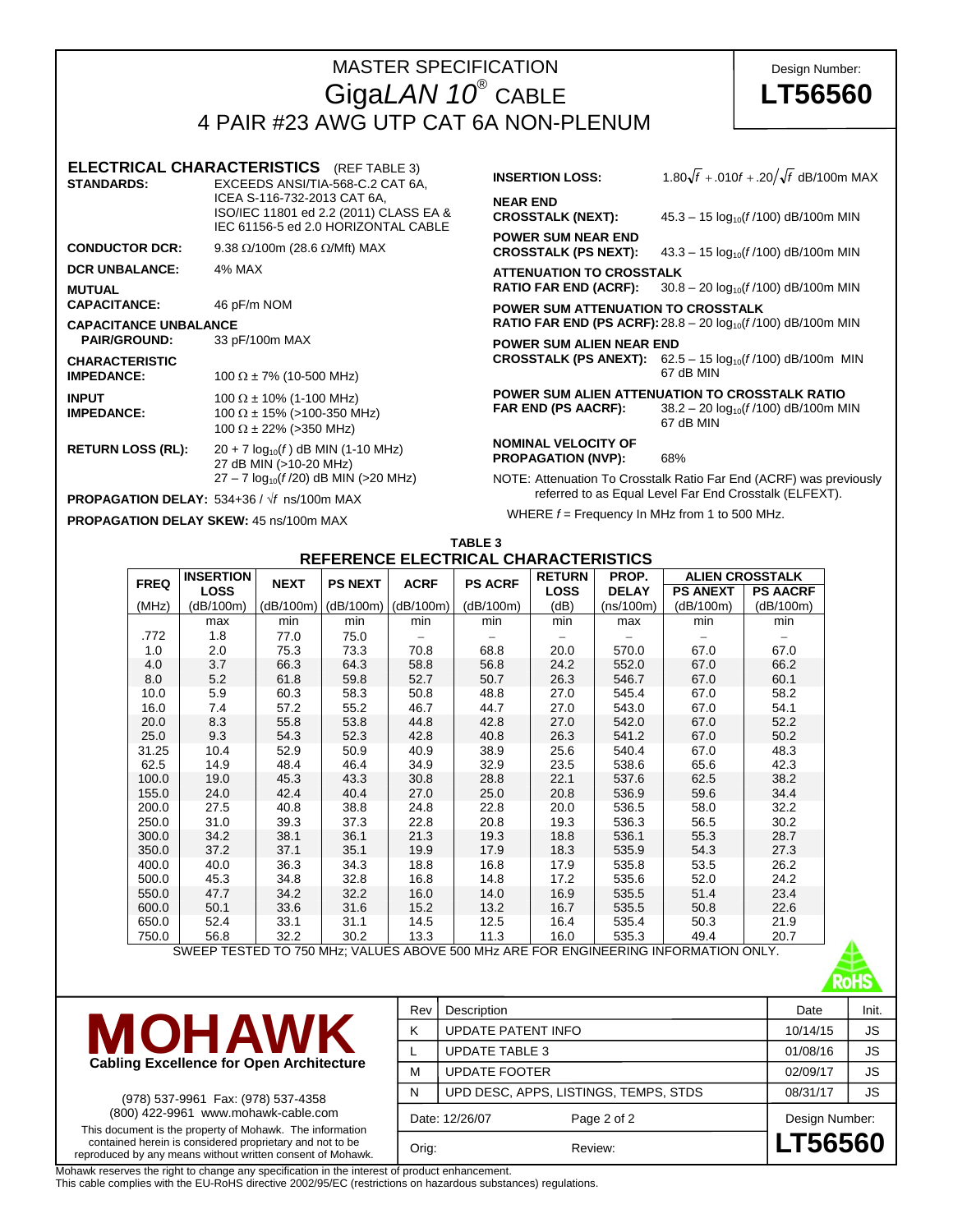# MASTER SPECIFICATION
# Giga*LAN 10*® CABLE
# 4 PAIR #23 AWG UTP CAT 6A NON-PLENUM

Design Number: **LT56560**

## ELECTRICAL CHARACTERISTICS (REF TABLE 3)

**STANDARDS:** EXCEEDS ANSI/TIA-568-C.2 CAT 6A, ICEA S-116-732-2013 CAT 6A, ISO/IEC 11801 ed 2.2 (2011) CLASS EA & IEC 61156-5 ed 2.0 HORIZONTAL CABLE

**CONDUCTOR DCR:** 9.38 Ω/100m (28.6 Ω/Mft) MAX

**DCR UNBALANCE:** 4% MAX

**MUTUAL CAPACITANCE:** 46 pF/m NOM

**CAPACITANCE UNBALANCE PAIR/GROUND:** 33 pF/100m MAX

**CHARACTERISTIC IMPEDANCE:** 100 Ω ± 7% (10-500 MHz)

**INPUT IMPEDANCE:** 100 Ω ± 10% (1-100 MHz)
100 Ω ± 15% (>100-350 MHz)
100 Ω ± 22% (>350 MHz)

**RETURN LOSS (RL):** $20 + 7 \log_{10}(f)$ dB MIN (1-10 MHz)
27 dB MIN (>10-20 MHz)
$27 - 7 \log_{10}(f/20)$ dB MIN (>20 MHz)

**PROPAGATION DELAY:** $534+36/\sqrt{f}$ ns/100m MAX

**PROPAGATION DELAY SKEW:** 45 ns/100m MAX

**INSERTION LOSS:** $1.80\sqrt{f} + .010f + .20/\sqrt{f}$ dB/100m MAX

**NEAR END CROSSTALK (NEXT):** $45.3 - 15 \log_{10}(f/100)$ dB/100m MIN

**POWER SUM NEAR END CROSSTALK (PS NEXT):** $43.3 - 15 \log_{10}(f/100)$ dB/100m MIN

**ATTENUATION TO CROSSTALK RATIO FAR END (ACRF):** $30.8 - 20 \log_{10}(f/100)$ dB/100m MIN

**POWER SUM ATTENUATION TO CROSSTALK RATIO FAR END (PS ACRF):** $28.8 - 20 \log_{10}(f/100)$ dB/100m MIN

**POWER SUM ALIEN NEAR END CROSSTALK (PS ANEXT):** $62.5 - 15 \log_{10}(f/100)$ dB/100m MIN
67 dB MIN

**POWER SUM ALIEN ATTENUATION TO CROSSTALK RATIO FAR END (PS AACRF):** $38.2 - 20 \log_{10}(f/100)$ dB/100m MIN
67 dB MIN

**NOMINAL VELOCITY OF PROPAGATION (NVP):** 68%

NOTE: Attenuation To Crosstalk Ratio Far End (ACRF) was previously referred to as Equal Level Far End Crosstalk (ELFEXT).

WHERE $f$ = Frequency In MHz from 1 to 500 MHz.

## TABLE 3
## REFERENCE ELECTRICAL CHARACTERISTICS

| FREQ | INSERTION LOSS | NEXT | PS NEXT | ACRF | PS ACRF | RETURN LOSS | PROP. DELAY | ALIEN CROSSTALK | |
|---|---|---|---|---|---|---|---|---|---|
| | | | | | | | | PS ANEXT | PS AACRF |
| (MHz) | (dB/100m) | (dB/100m) | (dB/100m) | (dB/100m) | (dB/100m) | (dB) | (ns/100m) | (dB/100m) | (dB/100m) |
| | max | min | min | min | min | min | max | min | min |
| .772 | 1.8 | 77.0 | 75.0 | – | – | – | – | – | – |
| 1.0 | 2.0 | 75.3 | 73.3 | 70.8 | 68.8 | 20.0 | 570.0 | 67.0 | 67.0 |
| 4.0 | 3.7 | 66.3 | 64.3 | 58.8 | 56.8 | 24.2 | 552.0 | 67.0 | 66.2 |
| 8.0 | 5.2 | 61.8 | 59.8 | 52.7 | 50.7 | 26.3 | 546.7 | 67.0 | 60.1 |
| 10.0 | 5.9 | 60.3 | 58.3 | 50.8 | 48.8 | 27.0 | 545.4 | 67.0 | 58.2 |
| 16.0 | 7.4 | 57.2 | 55.2 | 46.7 | 44.7 | 27.0 | 543.0 | 67.0 | 54.1 |
| 20.0 | 8.3 | 55.8 | 53.8 | 44.8 | 42.8 | 27.0 | 542.0 | 67.0 | 52.2 |
| 25.0 | 9.3 | 54.3 | 52.3 | 42.8 | 40.8 | 26.3 | 541.2 | 67.0 | 50.2 |
| 31.25 | 10.4 | 52.9 | 50.9 | 40.9 | 38.9 | 25.6 | 540.4 | 67.0 | 48.3 |
| 62.5 | 14.9 | 48.4 | 46.4 | 34.9 | 32.9 | 23.5 | 538.6 | 65.6 | 42.3 |
| 100.0 | 19.0 | 45.3 | 43.3 | 30.8 | 28.8 | 22.1 | 537.6 | 62.5 | 38.2 |
| 155.0 | 24.0 | 42.4 | 40.4 | 27.0 | 25.0 | 20.8 | 536.9 | 59.6 | 34.4 |
| 200.0 | 27.5 | 40.8 | 38.8 | 24.8 | 22.8 | 20.0 | 536.5 | 58.0 | 32.2 |
| 250.0 | 31.0 | 39.3 | 37.3 | 22.8 | 20.8 | 19.3 | 536.3 | 56.5 | 30.2 |
| 300.0 | 34.2 | 38.1 | 36.1 | 21.3 | 19.3 | 18.8 | 536.1 | 55.3 | 28.7 |
| 350.0 | 37.2 | 37.1 | 35.1 | 19.9 | 17.9 | 18.3 | 535.9 | 54.3 | 27.3 |
| 400.0 | 40.0 | 36.3 | 34.3 | 18.8 | 16.8 | 17.9 | 535.8 | 53.5 | 26.2 |
| 500.0 | 45.3 | 34.8 | 32.8 | 16.8 | 14.8 | 17.2 | 535.6 | 52.0 | 24.2 |
| 550.0 | 47.7 | 34.2 | 32.2 | 16.0 | 14.0 | 16.9 | 535.5 | 51.4 | 23.4 |
| 600.0 | 50.1 | 33.6 | 31.6 | 15.2 | 13.2 | 16.7 | 535.5 | 50.8 | 22.6 |
| 650.0 | 52.4 | 33.1 | 31.1 | 14.5 | 12.5 | 16.4 | 535.4 | 50.3 | 21.9 |
| 750.0 | 56.8 | 32.2 | 30.2 | 13.3 | 11.3 | 16.0 | 535.3 | 49.4 | 20.7 |

SWEEP TESTED TO 750 MHz; VALUES ABOVE 500 MHz ARE FOR ENGINEERING INFORMATION ONLY.

RoHS

**MOHAWK**
**Cabling Excellence for Open Architecture**

(978) 537-9961 Fax: (978) 537-4358
(800) 422-9961 www.mohawk-cable.com

This document is the property of Mohawk. The information contained herein is considered proprietary and not to be reproduced by any means without written consent of Mohawk.

| Rev | Description | Date | Init. |
|---|---|---|---|
| K | UPDATE PATENT INFO | 10/14/15 | JS |
| L | UPDATE TABLE 3 | 01/08/16 | JS |
| M | UPDATE FOOTER | 02/09/17 | JS |
| N | UPD DESC, APPS, LISTINGS, TEMPS, STDS | 08/31/17 | JS |

Date: 12/26/07

Orig: Review:

Design Number: **LT56560**

Mohawk reserves the right to change any specification in the interest of product enhancement.
This cable complies with the EU-RoHS directive 2002/95/EC (restrictions on hazardous substances) regulations.